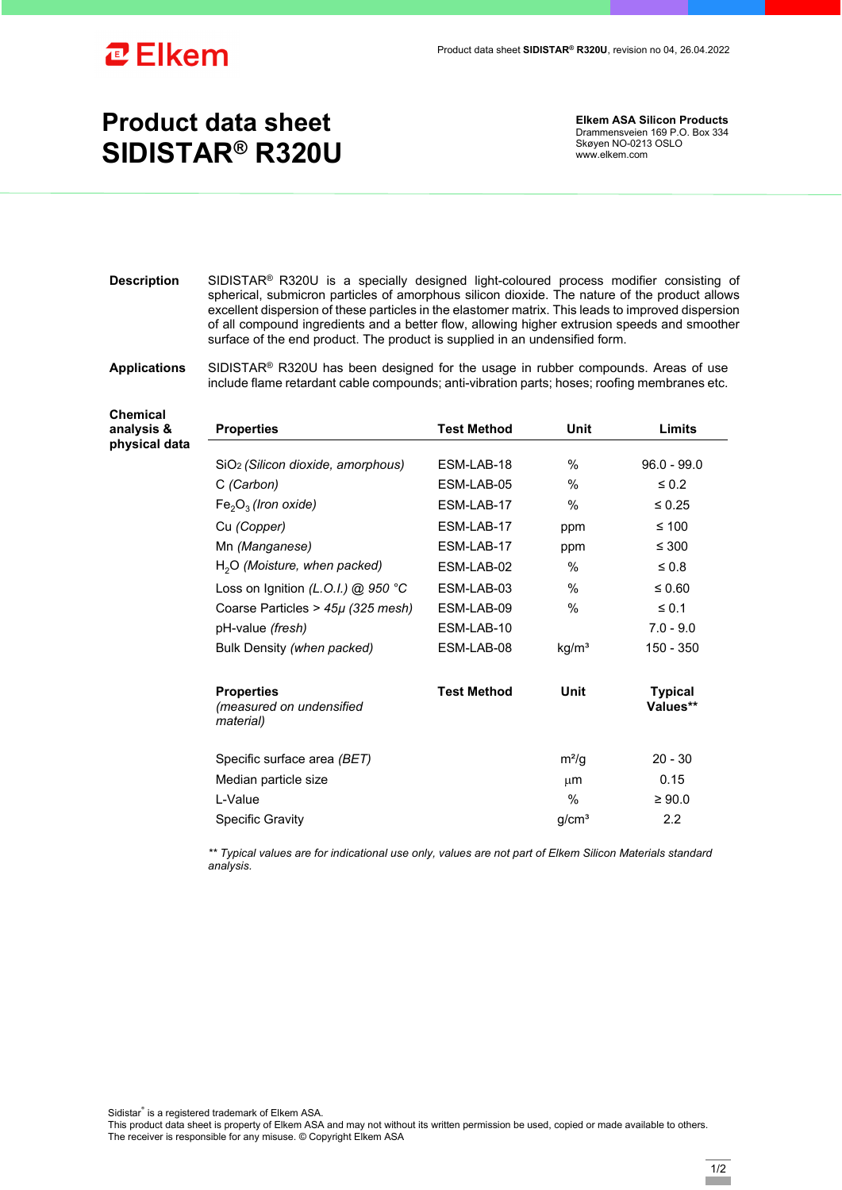# Product data sheet SIDISTAR® R320U

**Elkem ASA Silicon Products**
Drammensveien 169 P.O. Box 334
Skøyen NO-0213 OSLO
www.elkem.com

**Description**

SIDISTAR® R320U is a specially designed light-coloured process modifier consisting of spherical, submicron particles of amorphous silicon dioxide. The nature of the product allows excellent dispersion of these particles in the elastomer matrix. This leads to improved dispersion of all compound ingredients and a better flow, allowing higher extrusion speeds and smoother surface of the end product. The product is supplied in an undensified form.

**Applications**

SIDISTAR® R320U has been designed for the usage in rubber compounds. Areas of use include flame retardant cable compounds; anti-vibration parts; hoses; roofing membranes etc.

**Chemical analysis & physical data**

| Properties | Test Method | Unit | Limits |
|---|---|---|---|
| $SiO_2$ *(Silicon dioxide, amorphous)* | ESM-LAB-18 | % | 96.0 - 99.0 |
| C *(Carbon)* | ESM-LAB-05 | % | ≤ 0.2 |
| $Fe_2O_3$ *(Iron oxide)* | ESM-LAB-17 | % | ≤ 0.25 |
| Cu *(Copper)* | ESM-LAB-17 | ppm | ≤ 100 |
| Mn *(Manganese)* | ESM-LAB-17 | ppm | ≤ 300 |
| $H_2O$ *(Moisture, when packed)* | ESM-LAB-02 | % | ≤ 0.8 |
| Loss on Ignition *(L.O.I.) @ 950 °C* | ESM-LAB-03 | % | ≤ 0.60 |
| Coarse Particles > *45μ (325 mesh)* | ESM-LAB-09 | % | ≤ 0.1 |
| pH-value *(fresh)* | ESM-LAB-10 | | 7.0 - 9.0 |
| Bulk Density *(when packed)* | ESM-LAB-08 | kg/m³ | 150 - 350 |

| Properties *(measured on undensified material)* | Test Method | Unit | Typical Values** |
|---|---|---|---|
| Specific surface area *(BET)* | | m²/g | 20 - 30 |
| Median particle size | | μm | 0.15 |
| L-Value | | % | ≥ 90.0 |
| Specific Gravity | | g/cm³ | 2.2 |

*** Typical values are for indicational use only, values are not part of Elkem Silicon Materials standard analysis.*

Sidistar® is a registered trademark of Elkem ASA.
This product data sheet is property of Elkem ASA and may not without its written permission be used, copied or made available to others. The receiver is responsible for any misuse. © Copyright Elkem ASA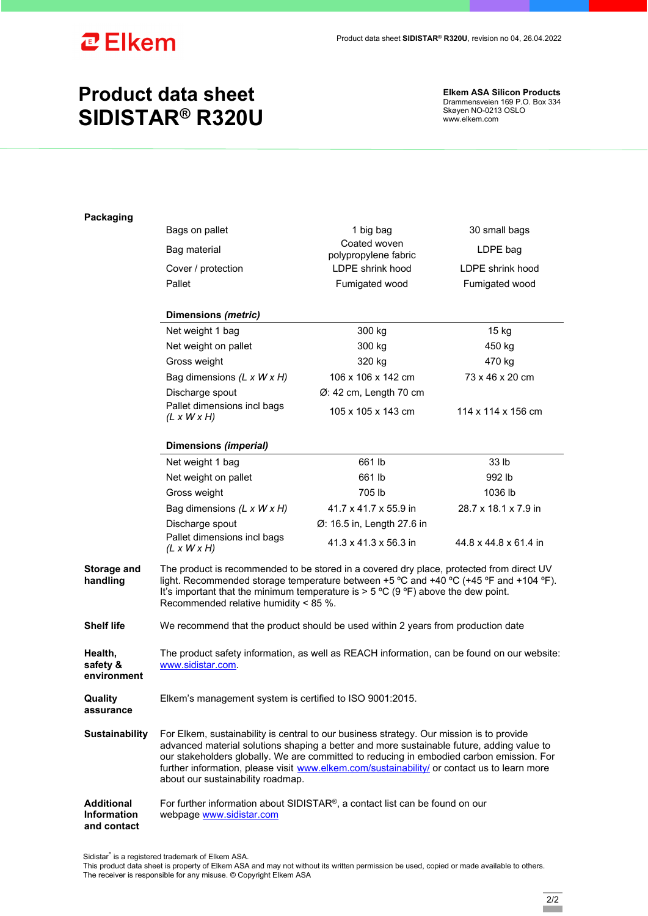# Product data sheet SIDISTAR® R320U

**Elkem ASA Silicon Products**
Drammensveien 169 P.O. Box 334
Skøyen NO-0213 OSLO
www.elkem.com

**Packaging**

| | | |
|---|---|---|
| Bags on pallet | 1 big bag | 30 small bags |
| Bag material | Coated woven polypropylene fabric | LDPE bag |
| Cover / protection | LDPE shrink hood | LDPE shrink hood |
| Pallet | Fumigated wood | Fumigated wood |

| **Dimensions *(metric)*** | | |
|---|---|---|
| Net weight 1 bag | 300 kg | 15 kg |
| Net weight on pallet | 300 kg | 450 kg |
| Gross weight | 320 kg | 470 kg |
| Bag dimensions *(L x W x H)* | 106 x 106 x 142 cm | 73 x 46 x 20 cm |
| Discharge spout | Ø: 42 cm, Length 70 cm | |
| Pallet dimensions incl bags *(L x W x H)* | 105 x 105 x 143 cm | 114 x 114 x 156 cm |

| **Dimensions *(imperial)*** | | |
|---|---|---|
| Net weight 1 bag | 661 lb | 33 lb |
| Net weight on pallet | 661 lb | 992 lb |
| Gross weight | 705 lb | 1036 lb |
| Bag dimensions *(L x W x H)* | 41.7 x 41.7 x 55.9 in | 28.7 x 18.1 x 7.9 in |
| Discharge spout | Ø: 16.5 in, Length 27.6 in | |
| Pallet dimensions incl bags *(L x W x H)* | 41.3 x 41.3 x 56.3 in | 44.8 x 44.8 x 61.4 in |

**Storage and handling**

The product is recommended to be stored in a covered dry place, protected from direct UV light. Recommended storage temperature between +5 ºC and +40 ºC (+45 ºF and +104 ºF). It's important that the minimum temperature is > 5 ºC (9 ºF) above the dew point. Recommended relative humidity < 85 %.

**Shelf life**

We recommend that the product should be used within 2 years from production date

**Health, safety & environment**

The product safety information, as well as REACH information, can be found on our website: www.sidistar.com.

**Quality assurance**

Elkem's management system is certified to ISO 9001:2015.

**Sustainability**

For Elkem, sustainability is central to our business strategy. Our mission is to provide advanced material solutions shaping a better and more sustainable future, adding value to our stakeholders globally. We are committed to reducing in embodied carbon emission. For further information, please visit www.elkem.com/sustainability/ or contact us to learn more about our sustainability roadmap.

**Additional Information and contact**

For further information about SIDISTAR®, a contact list can be found on our webpage www.sidistar.com

Sidistar® is a registered trademark of Elkem ASA.
This product data sheet is property of Elkem ASA and may not without its written permission be used, copied or made available to others. The receiver is responsible for any misuse. © Copyright Elkem ASA